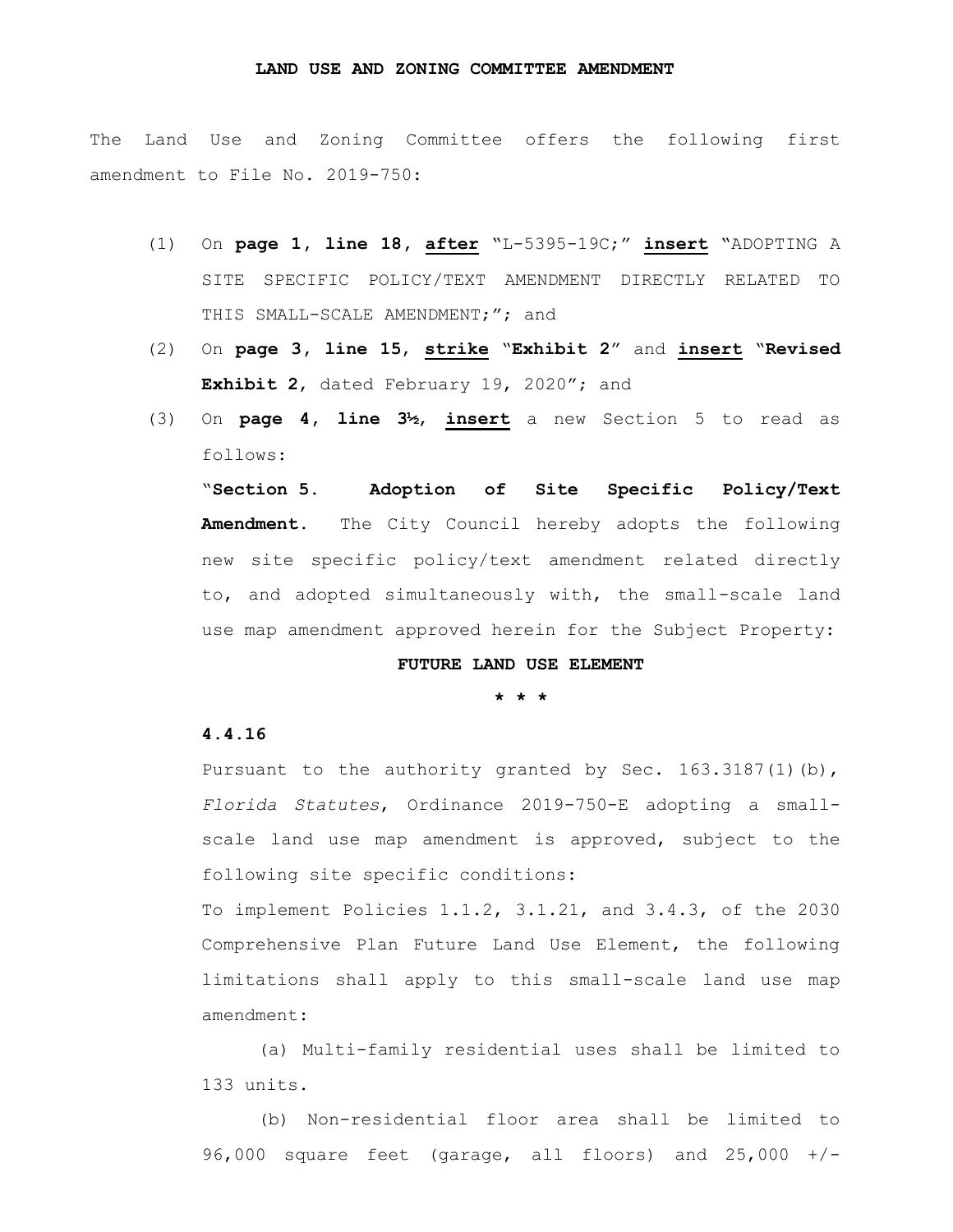**LAND USE AND ZONING COMMITTEE AMENDMENT**

The Land Use and Zoning Committee offers the following first amendment to File No. 2019-750:

(1) On **page 1, line 18**, **after** "L-5395-19C;" **insert** "ADOPTING A SITE SPECIFIC POLICY/TEXT AMENDMENT DIRECTLY RELATED TO THIS SMALL-SCALE AMENDMENT;"; and

(2) On **page 3, line 15**, **strike** "**Exhibit 2**" and **insert** "**Revised Exhibit 2**, dated February 19, 2020"; and

(3) On **page 4, line 3½**, **insert** a new Section 5 to read as follows:

"**Section 5. Adoption of Site Specific Policy/Text Amendment.** The City Council hereby adopts the following new site specific policy/text amendment related directly to, and adopted simultaneously with, the small-scale land use map amendment approved herein for the Subject Property:

**FUTURE LAND USE ELEMENT**

\* \* \*

**4.4.16**

Pursuant to the authority granted by Sec. 163.3187(1)(b), *Florida Statutes*, Ordinance 2019-750-E adopting a small-scale land use map amendment is approved, subject to the following site specific conditions:

To implement Policies 1.1.2, 3.1.21, and 3.4.3, of the 2030 Comprehensive Plan Future Land Use Element, the following limitations shall apply to this small-scale land use map amendment:

(a) Multi-family residential uses shall be limited to 133 units.

(b) Non-residential floor area shall be limited to 96,000 square feet (garage, all floors) and 25,000 +/-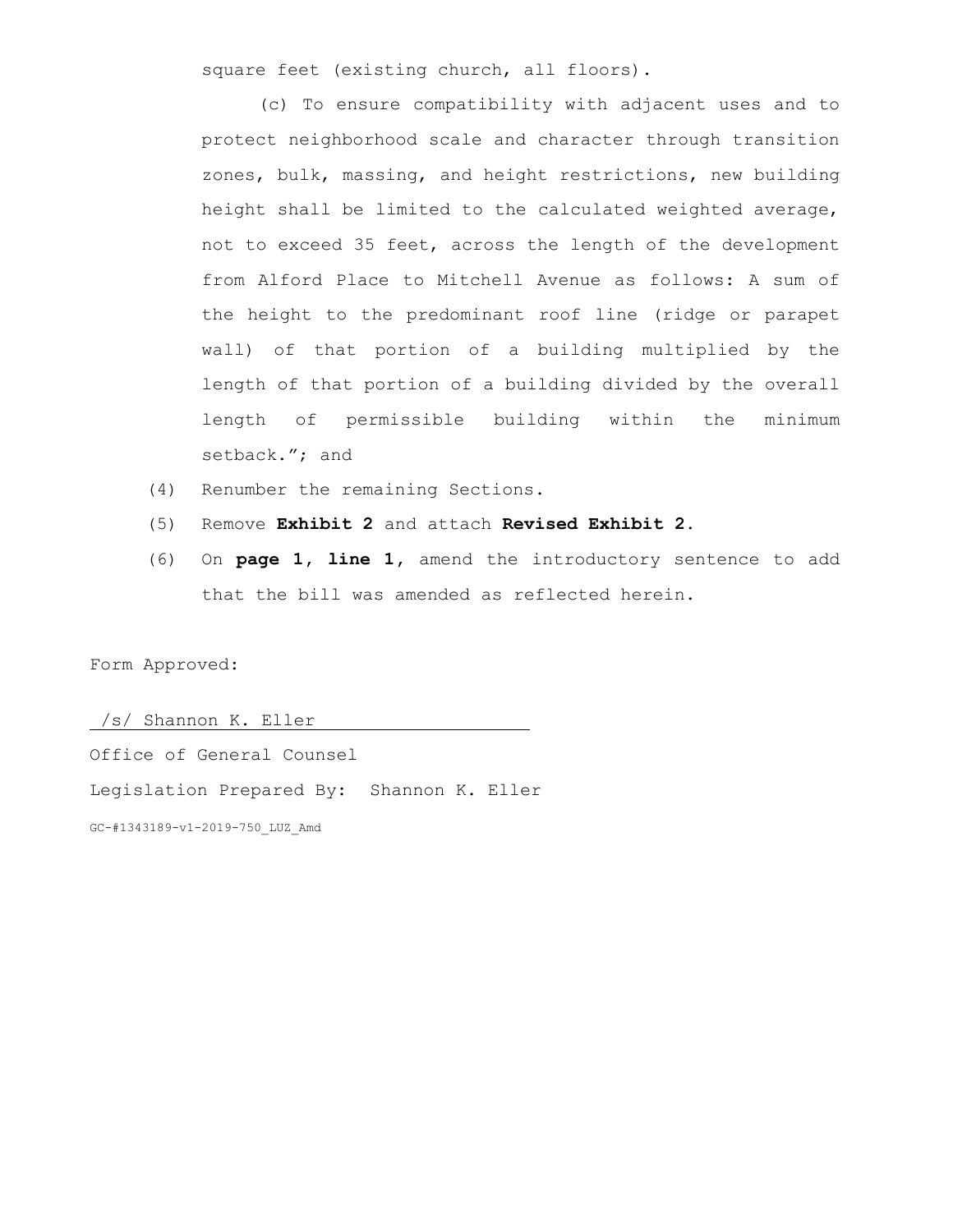square feet (existing church, all floors).

(c) To ensure compatibility with adjacent uses and to protect neighborhood scale and character through transition zones, bulk, massing, and height restrictions, new building height shall be limited to the calculated weighted average, not to exceed 35 feet, across the length of the development from Alford Place to Mitchell Avenue as follows: A sum of the height to the predominant roof line (ridge or parapet wall) of that portion of a building multiplied by the length of that portion of a building divided by the overall length of permissible building within the minimum setback."; and

(4) Renumber the remaining Sections.

(5) Remove **Exhibit 2** and attach **Revised Exhibit 2**.

(6) On **page 1, line 1**, amend the introductory sentence to add that the bill was amended as reflected herein.

Form Approved:

/s/ Shannon K. Eller

Office of General Counsel

Legislation Prepared By: Shannon K. Eller

GC-#1343189-v1-2019-750_LUZ_Amd